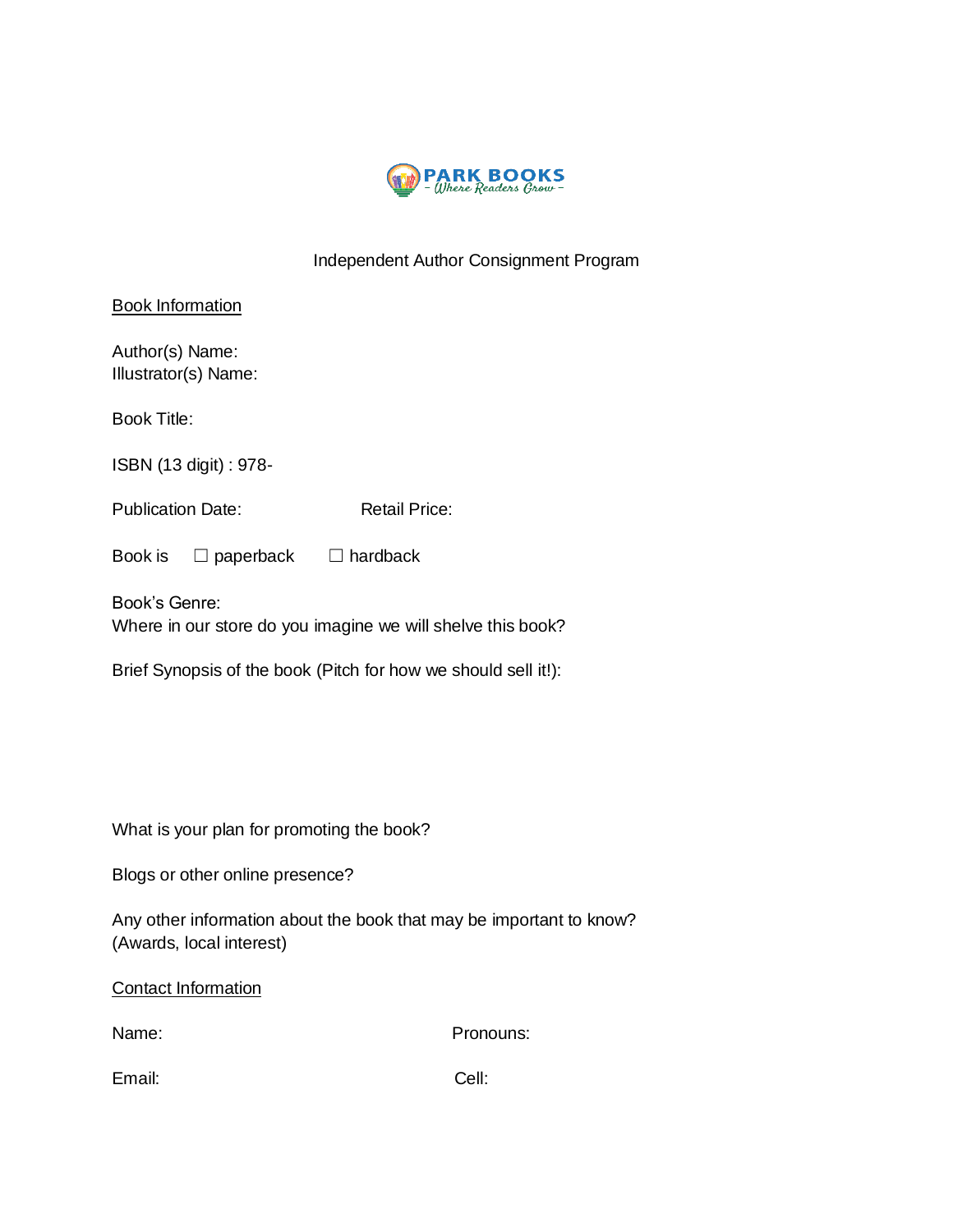PARK BOOKS
- Where Readers Grow -

# Independent Author Consignment Program

## Book Information

Author(s) Name:
Illustrator(s) Name:

Book Title:

ISBN (13 digit) : 978-

Publication Date: Retail Price:

Book is ☐ paperback ☐ hardback

Book's Genre:
Where in our store do you imagine we will shelve this book?

Brief Synopsis of the book (Pitch for how we should sell it!):

What is your plan for promoting the book?

Blogs or other online presence?

Any other information about the book that may be important to know?
(Awards, local interest)

## Contact Information

Name: Pronouns:

Email: Cell: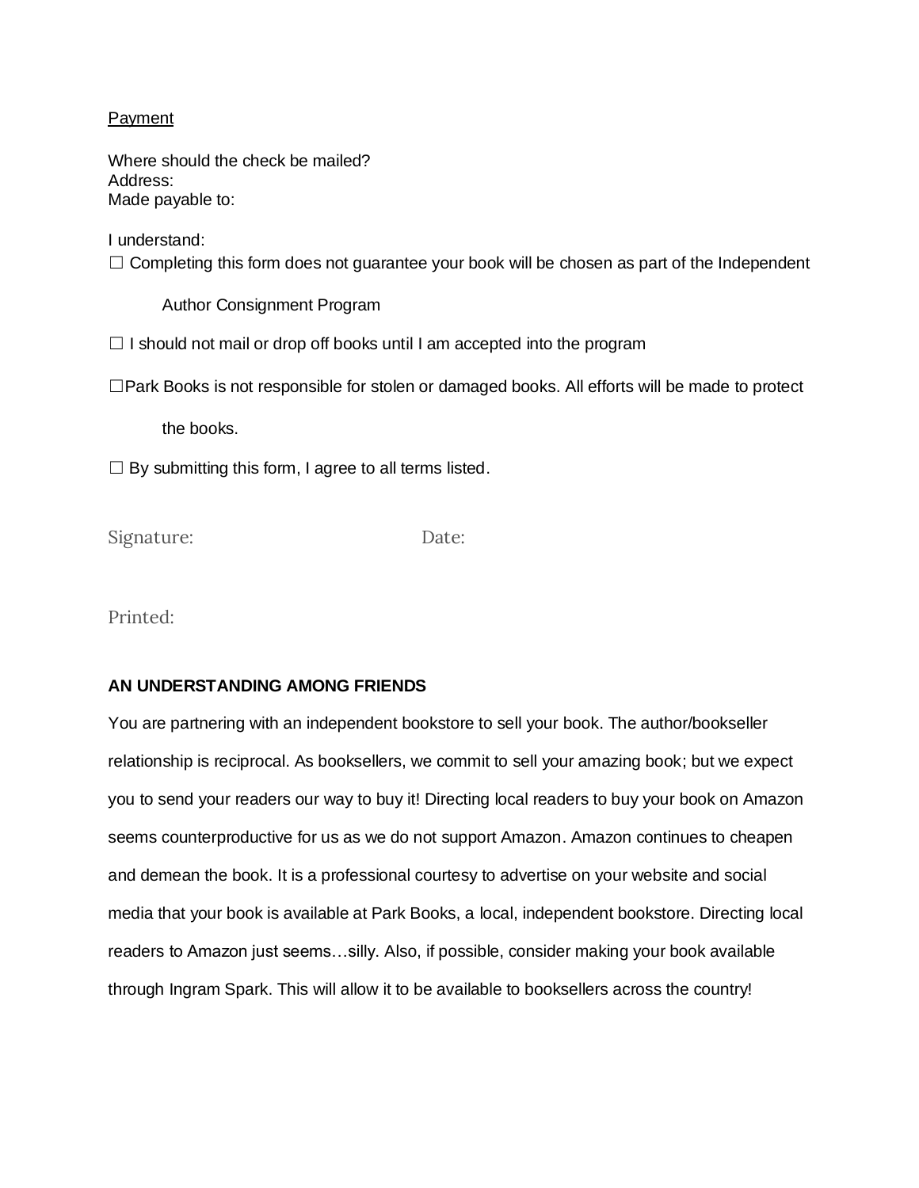Payment

Where should the check be mailed?
Address:
Made payable to:

I understand:

☐ Completing this form does not guarantee your book will be chosen as part of the Independent Author Consignment Program

☐ I should not mail or drop off books until I am accepted into the program

☐Park Books is not responsible for stolen or damaged books. All efforts will be made to protect the books.

☐ By submitting this form, I agree to all terms listed.

Signature: Date:

Printed:

**AN UNDERSTANDING AMONG FRIENDS**

You are partnering with an independent bookstore to sell your book. The author/bookseller relationship is reciprocal. As booksellers, we commit to sell your amazing book; but we expect you to send your readers our way to buy it! Directing local readers to buy your book on Amazon seems counterproductive for us as we do not support Amazon. Amazon continues to cheapen and demean the book. It is a professional courtesy to advertise on your website and social media that your book is available at Park Books, a local, independent bookstore. Directing local readers to Amazon just seems…silly. Also, if possible, consider making your book available through Ingram Spark. This will allow it to be available to booksellers across the country!